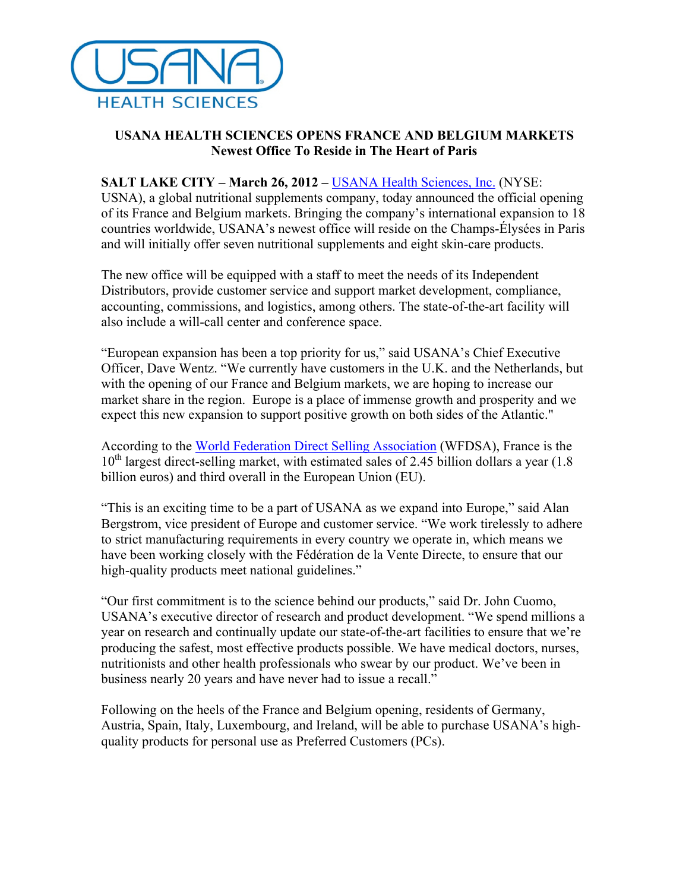# USANA HEALTH SCIENCES OPENS FRANCE AND BELGIUM MARKETS

## Newest Office To Reside in The Heart of Paris

**SALT LAKE CITY – March 26, 2012 –** USANA Health Sciences, Inc. (NYSE: USNA), a global nutritional supplements company, today announced the official opening of its France and Belgium markets. Bringing the company's international expansion to 18 countries worldwide, USANA's newest office will reside on the Champs-Élysées in Paris and will initially offer seven nutritional supplements and eight skin-care products.

The new office will be equipped with a staff to meet the needs of its Independent Distributors, provide customer service and support market development, compliance, accounting, commissions, and logistics, among others. The state-of-the-art facility will also include a will-call center and conference space.

"European expansion has been a top priority for us," said USANA's Chief Executive Officer, Dave Wentz. "We currently have customers in the U.K. and the Netherlands, but with the opening of our France and Belgium markets, we are hoping to increase our market share in the region. Europe is a place of immense growth and prosperity and we expect this new expansion to support positive growth on both sides of the Atlantic."

According to the World Federation Direct Selling Association (WFDSA), France is the 10th largest direct-selling market, with estimated sales of 2.45 billion dollars a year (1.8 billion euros) and third overall in the European Union (EU).

"This is an exciting time to be a part of USANA as we expand into Europe," said Alan Bergstrom, vice president of Europe and customer service. "We work tirelessly to adhere to strict manufacturing requirements in every country we operate in, which means we have been working closely with the Fédération de la Vente Directe, to ensure that our high-quality products meet national guidelines."

"Our first commitment is to the science behind our products," said Dr. John Cuomo, USANA's executive director of research and product development. "We spend millions a year on research and continually update our state-of-the-art facilities to ensure that we're producing the safest, most effective products possible. We have medical doctors, nurses, nutritionists and other health professionals who swear by our product. We've been in business nearly 20 years and have never had to issue a recall."

Following on the heels of the France and Belgium opening, residents of Germany, Austria, Spain, Italy, Luxembourg, and Ireland, will be able to purchase USANA's high-quality products for personal use as Preferred Customers (PCs).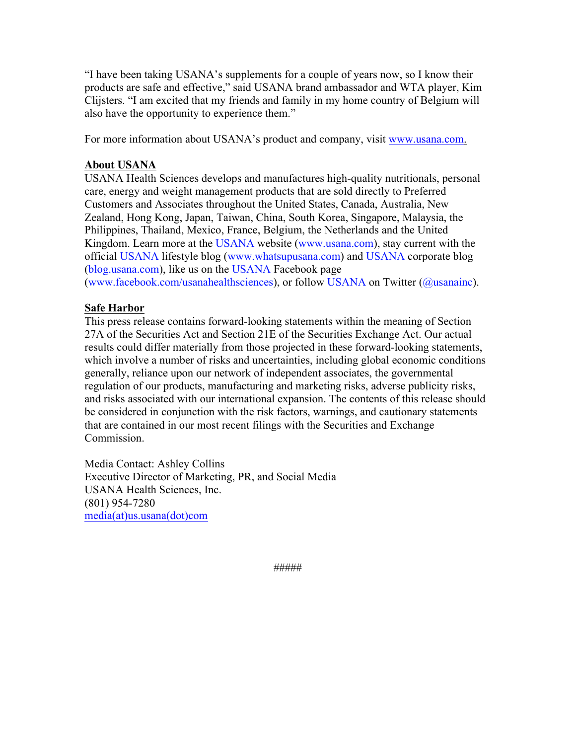"I have been taking USANA's supplements for a couple of years now, so I know their products are safe and effective," said USANA brand ambassador and WTA player, Kim Clijsters. "I am excited that my friends and family in my home country of Belgium will also have the opportunity to experience them."

For more information about USANA's product and company, visit www.usana.com.

**About USANA**

USANA Health Sciences develops and manufactures high-quality nutritionals, personal care, energy and weight management products that are sold directly to Preferred Customers and Associates throughout the United States, Canada, Australia, New Zealand, Hong Kong, Japan, Taiwan, China, South Korea, Singapore, Malaysia, the Philippines, Thailand, Mexico, France, Belgium, the Netherlands and the United Kingdom. Learn more at the USANA website (www.usana.com), stay current with the official USANA lifestyle blog (www.whatsupusana.com) and USANA corporate blog (blog.usana.com), like us on the USANA Facebook page (www.facebook.com/usanahealthsciences), or follow USANA on Twitter (@usanainc).

**Safe Harbor**

This press release contains forward-looking statements within the meaning of Section 27A of the Securities Act and Section 21E of the Securities Exchange Act. Our actual results could differ materially from those projected in these forward-looking statements, which involve a number of risks and uncertainties, including global economic conditions generally, reliance upon our network of independent associates, the governmental regulation of our products, manufacturing and marketing risks, adverse publicity risks, and risks associated with our international expansion. The contents of this release should be considered in conjunction with the risk factors, warnings, and cautionary statements that are contained in our most recent filings with the Securities and Exchange Commission.

Media Contact: Ashley Collins
Executive Director of Marketing, PR, and Social Media
USANA Health Sciences, Inc.
(801) 954-7280
media(at)us.usana(dot)com

#####